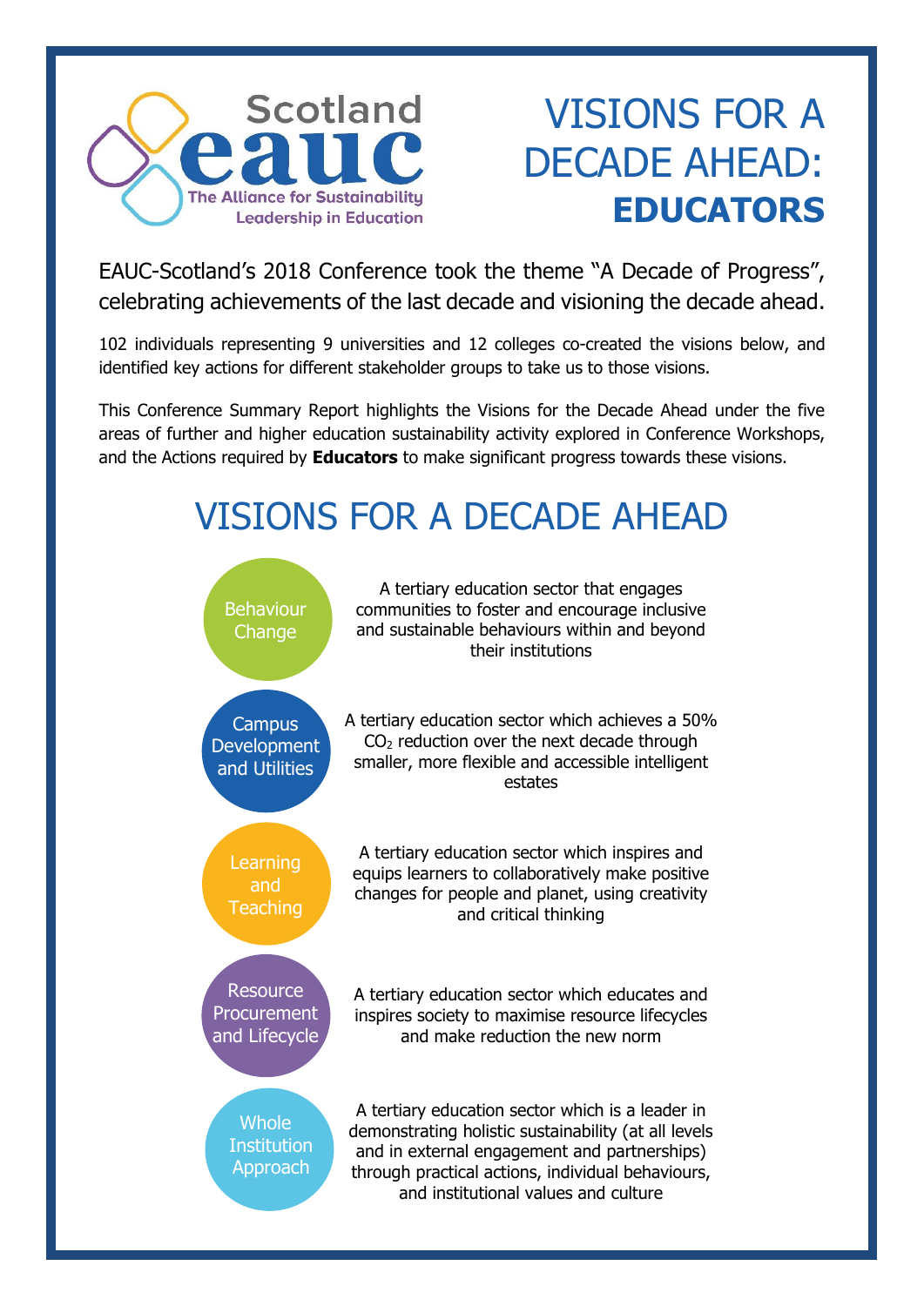Scotland eauc
The Alliance for Sustainability Leadership in Education

# VISIONS FOR A DECADE AHEAD: **EDUCATORS**

EAUC-Scotland's 2018 Conference took the theme "A Decade of Progress", celebrating achievements of the last decade and visioning the decade ahead.

102 individuals representing 9 universities and 12 colleges co-created the visions below, and identified key actions for different stakeholder groups to take us to those visions.

This Conference Summary Report highlights the Visions for the Decade Ahead under the five areas of further and higher education sustainability activity explored in Conference Workshops, and the Actions required by **Educators** to make significant progress towards these visions.

## VISIONS FOR A DECADE AHEAD

**Behaviour Change**

A tertiary education sector that engages communities to foster and encourage inclusive and sustainable behaviours within and beyond their institutions

**Campus Development and Utilities**

A tertiary education sector which achieves a 50% $CO_2$ reduction over the next decade through smaller, more flexible and accessible intelligent estates

**Learning and Teaching**

A tertiary education sector which inspires and equips learners to collaboratively make positive changes for people and planet, using creativity and critical thinking

**Resource Procurement and Lifecycle**

A tertiary education sector which educates and inspires society to maximise resource lifecycles and make reduction the new norm

**Whole Institution Approach**

A tertiary education sector which is a leader in demonstrating holistic sustainability (at all levels and in external engagement and partnerships) through practical actions, individual behaviours, and institutional values and culture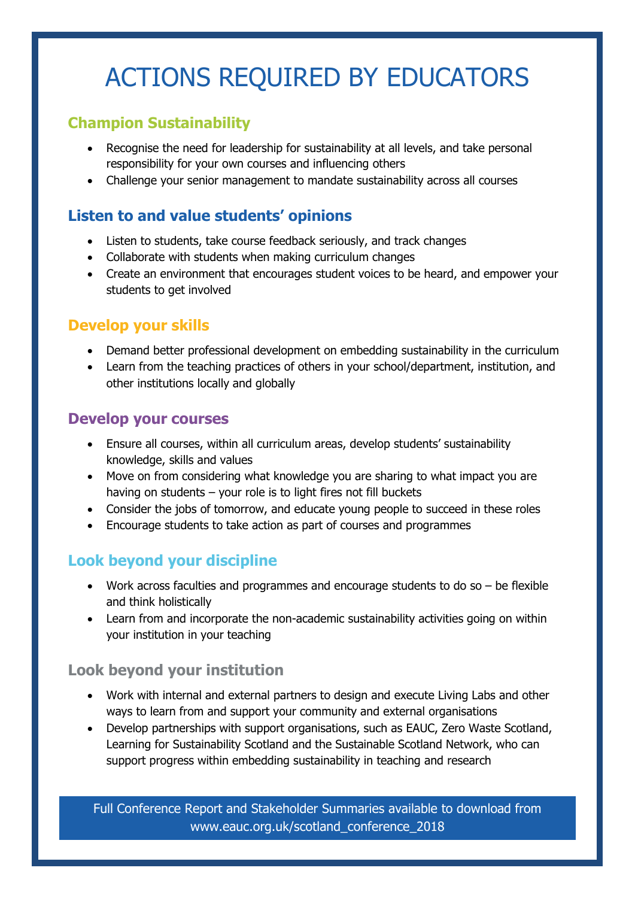# ACTIONS REQUIRED BY EDUCATORS

## Champion Sustainability

- Recognise the need for leadership for sustainability at all levels, and take personal responsibility for your own courses and influencing others
- Challenge your senior management to mandate sustainability across all courses

## Listen to and value students' opinions

- Listen to students, take course feedback seriously, and track changes
- Collaborate with students when making curriculum changes
- Create an environment that encourages student voices to be heard, and empower your students to get involved

## Develop your skills

- Demand better professional development on embedding sustainability in the curriculum
- Learn from the teaching practices of others in your school/department, institution, and other institutions locally and globally

## Develop your courses

- Ensure all courses, within all curriculum areas, develop students' sustainability knowledge, skills and values
- Move on from considering what knowledge you are sharing to what impact you are having on students – your role is to light fires not fill buckets
- Consider the jobs of tomorrow, and educate young people to succeed in these roles
- Encourage students to take action as part of courses and programmes

## Look beyond your discipline

- Work across faculties and programmes and encourage students to do so – be flexible and think holistically
- Learn from and incorporate the non-academic sustainability activities going on within your institution in your teaching

## Look beyond your institution

- Work with internal and external partners to design and execute Living Labs and other ways to learn from and support your community and external organisations
- Develop partnerships with support organisations, such as EAUC, Zero Waste Scotland, Learning for Sustainability Scotland and the Sustainable Scotland Network, who can support progress within embedding sustainability in teaching and research

Full Conference Report and Stakeholder Summaries available to download from www.eauc.org.uk/scotland_conference_2018